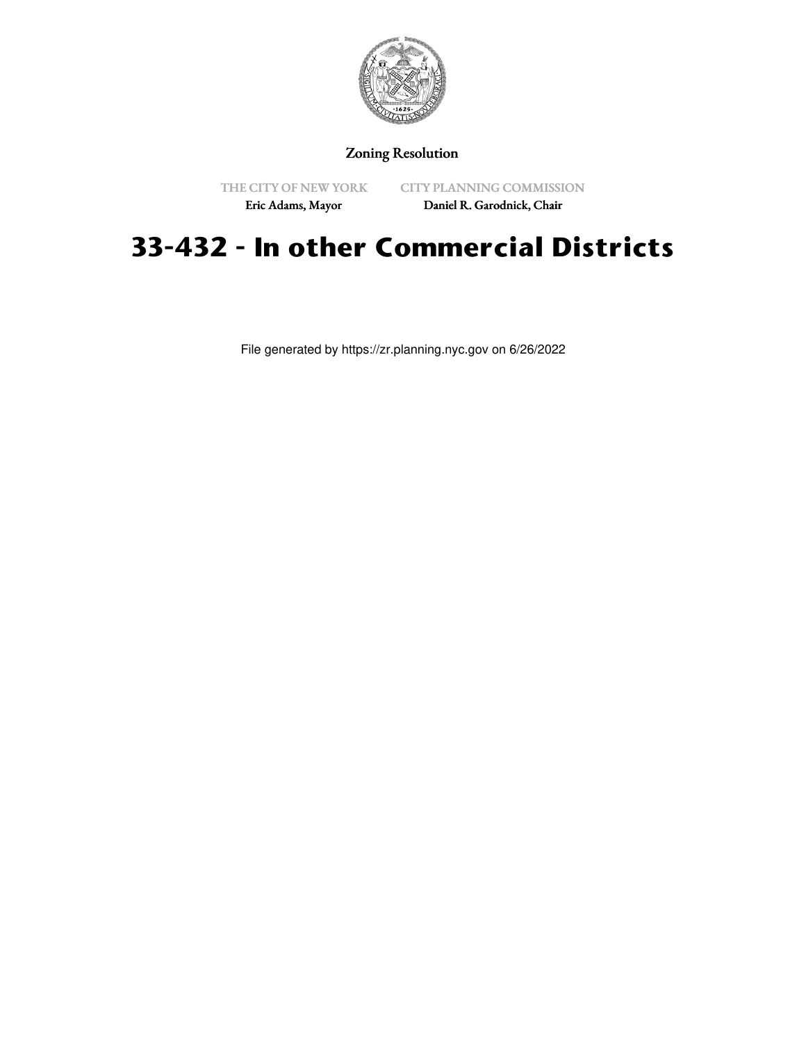Zoning Resolution

THE CITY OF NEW YORK

Eric Adams, Mayor

CITY PLANNING COMMISSION

Daniel R. Garodnick, Chair

# 33-432 - In other Commercial Districts

File generated by https://zr.planning.nyc.gov on 6/26/2022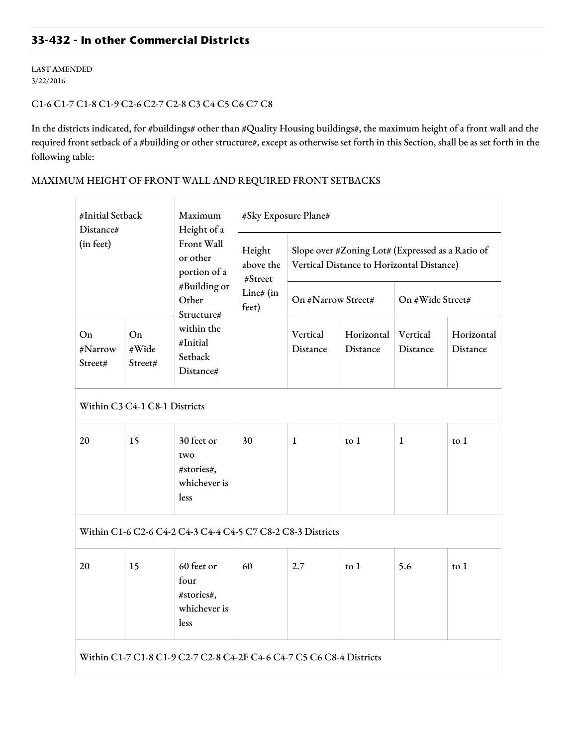## 33-432 - In other Commercial Districts

LAST AMENDED
3/22/2016

C1-6 C1-7 C1-8 C1-9 C2-6 C2-7 C2-8 C3 C4 C5 C6 C7 C8

In the districts indicated, for #buildings# other than #Quality Housing buildings#, the maximum height of a front wall and the required front setback of a #building or other structure#, except as otherwise set forth in this Section, shall be as set forth in the following table:

MAXIMUM HEIGHT OF FRONT WALL AND REQUIRED FRONT SETBACKS

| #Initial Setback Distance# (in feet) | | Maximum Height of a Front Wall or other portion of a #Building or Other Structure# within the #Initial Setback Distance# | #Sky Exposure Plane# | | | | |
|---|---|---|---|---|---|---|---|
| | | | Height above the #Street Line# (in feet) | Slope over #Zoning Lot# (Expressed as a Ratio of Vertical Distance to Horizontal Distance) | | | |
| | | | | On #Narrow Street# | | On #Wide Street# | |
| On #Narrow Street# | On #Wide Street# | | | Vertical Distance | Horizontal Distance | Vertical Distance | Horizontal Distance |
| Within C3 C4-1 C8-1 Districts | | | | | | | |
| 20 | 15 | 30 feet or two #stories#, whichever is less | 30 | 1 | to 1 | 1 | to 1 |
| Within C1-6 C2-6 C4-2 C4-3 C4-4 C4-5 C7 C8-2 C8-3 Districts | | | | | | | |
| 20 | 15 | 60 feet or four #stories#, whichever is less | 60 | 2.7 | to 1 | 5.6 | to 1 |
| Within C1-7 C1-8 C1-9 C2-7 C2-8 C4-2F C4-6 C4-7 C5 C6 C8-4 Districts | | | | | | | |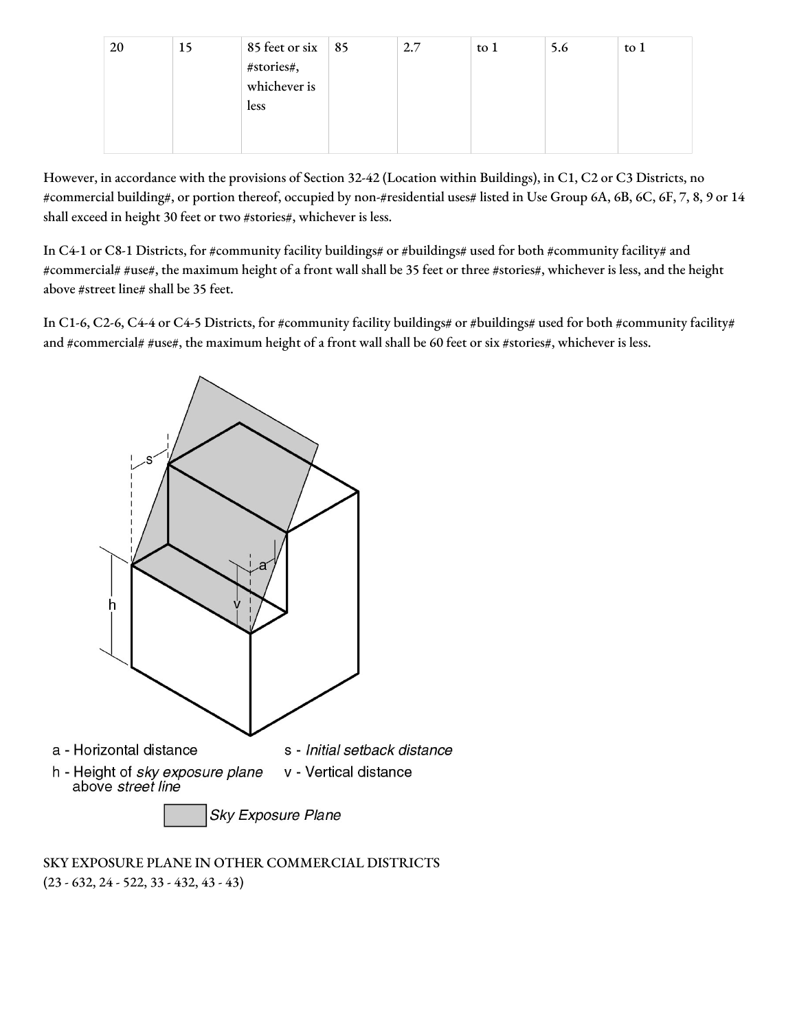| | | | | | | | |
|---|---|---|---|---|---|---|---|
| 20 | 15 | 85 feet or six #stories#, whichever is less | 85 | 2.7 | to 1 | 5.6 | to 1 |

However, in accordance with the provisions of Section 32-42 (Location within Buildings), in C1, C2 or C3 Districts, no #commercial building#, or portion thereof, occupied by non-#residential uses# listed in Use Group 6A, 6B, 6C, 6F, 7, 8, 9 or 14 shall exceed in height 30 feet or two #stories#, whichever is less.

In C4-1 or C8-1 Districts, for #community facility buildings# or #buildings# used for both #community facility# and #commercial# #use#, the maximum height of a front wall shall be 35 feet or three #stories#, whichever is less, and the height above #street line# shall be 35 feet.

In C1-6, C2-6, C4-4 or C4-5 Districts, for #community facility buildings# or #buildings# used for both #community facility# and #commercial# #use#, the maximum height of a front wall shall be 60 feet or six #stories#, whichever is less.

s

a

h

v

a - Horizontal distance

s - *Initial setback distance*

h - Height of *sky exposure plane* above *street line*

v - Vertical distance

*Sky Exposure Plane*

SKY EXPOSURE PLANE IN OTHER COMMERCIAL DISTRICTS
(23 - 632, 24 - 522, 33 - 432, 43 - 43)